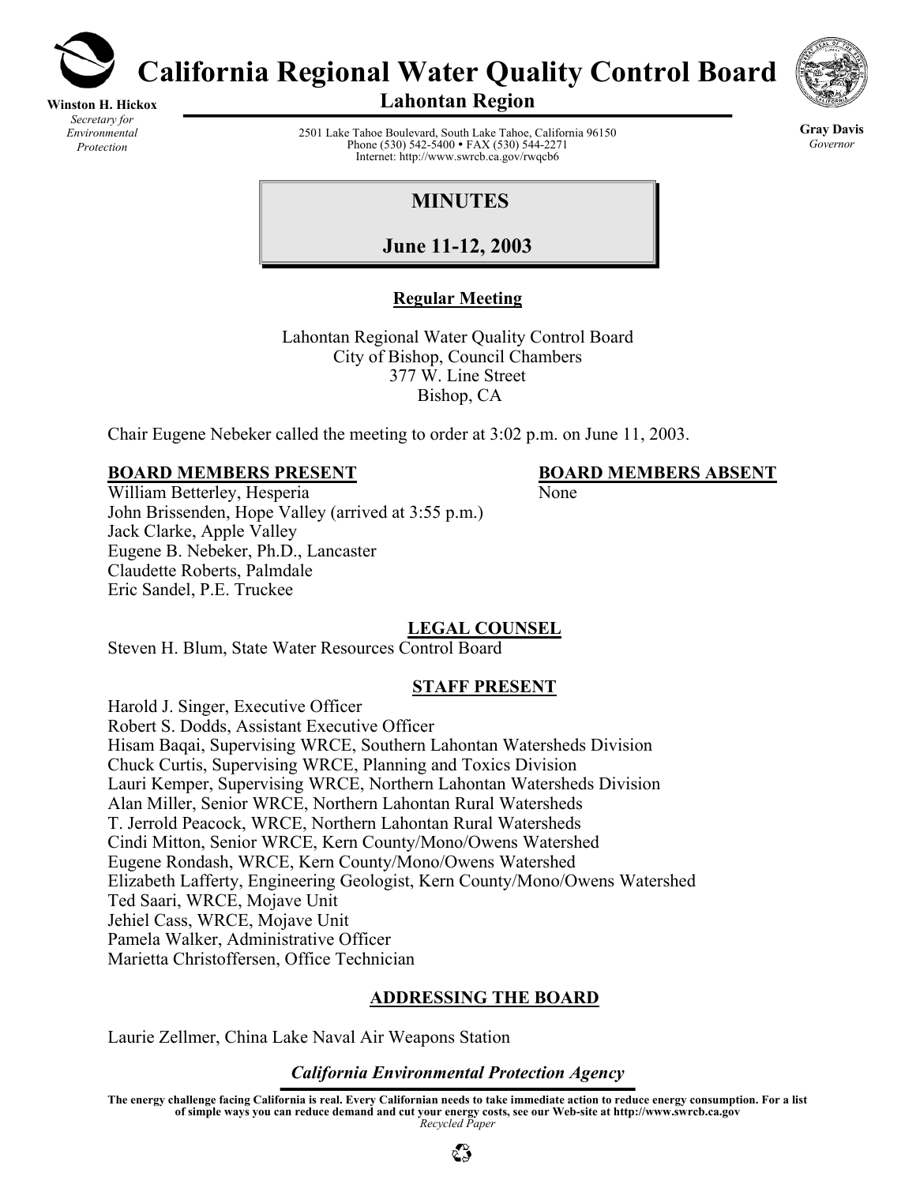# California Regional Water Quality Control Board

## Lahontan Region

**Winston H. Hickox**
*Secretary for Environmental Protection*

2501 Lake Tahoe Boulevard, South Lake Tahoe, California 96150
Phone (530) 542-5400 • FAX (530) 544-2271
Internet: http://www.swrcb.ca.gov/rwqcb6

**Gray Davis**
*Governor*

## MINUTES

## June 11-12, 2003

**Regular Meeting**

Lahontan Regional Water Quality Control Board
City of Bishop, Council Chambers
377 W. Line Street
Bishop, CA

Chair Eugene Nebeker called the meeting to order at 3:02 p.m. on June 11, 2003.

**BOARD MEMBERS PRESENT**

William Betterley, Hesperia
John Brissenden, Hope Valley (arrived at 3:55 p.m.)
Jack Clarke, Apple Valley
Eugene B. Nebeker, Ph.D., Lancaster
Claudette Roberts, Palmdale
Eric Sandel, P.E. Truckee

**BOARD MEMBERS ABSENT**

None

**LEGAL COUNSEL**

Steven H. Blum, State Water Resources Control Board

**STAFF PRESENT**

Harold J. Singer, Executive Officer
Robert S. Dodds, Assistant Executive Officer
Hisam Baqai, Supervising WRCE, Southern Lahontan Watersheds Division
Chuck Curtis, Supervising WRCE, Planning and Toxics Division
Lauri Kemper, Supervising WRCE, Northern Lahontan Watersheds Division
Alan Miller, Senior WRCE, Northern Lahontan Rural Watersheds
T. Jerrold Peacock, WRCE, Northern Lahontan Rural Watersheds
Cindi Mitton, Senior WRCE, Kern County/Mono/Owens Watershed
Eugene Rondash, WRCE, Kern County/Mono/Owens Watershed
Elizabeth Lafferty, Engineering Geologist, Kern County/Mono/Owens Watershed
Ted Saari, WRCE, Mojave Unit
Jehiel Cass, WRCE, Mojave Unit
Pamela Walker, Administrative Officer
Marietta Christoffersen, Office Technician

**ADDRESSING THE BOARD**

Laurie Zellmer, China Lake Naval Air Weapons Station

*California Environmental Protection Agency*

**The energy challenge facing California is real. Every Californian needs to take immediate action to reduce energy consumption. For a list of simple ways you can reduce demand and cut your energy costs, see our Web-site at http://www.swrcb.ca.gov**
*Recycled Paper*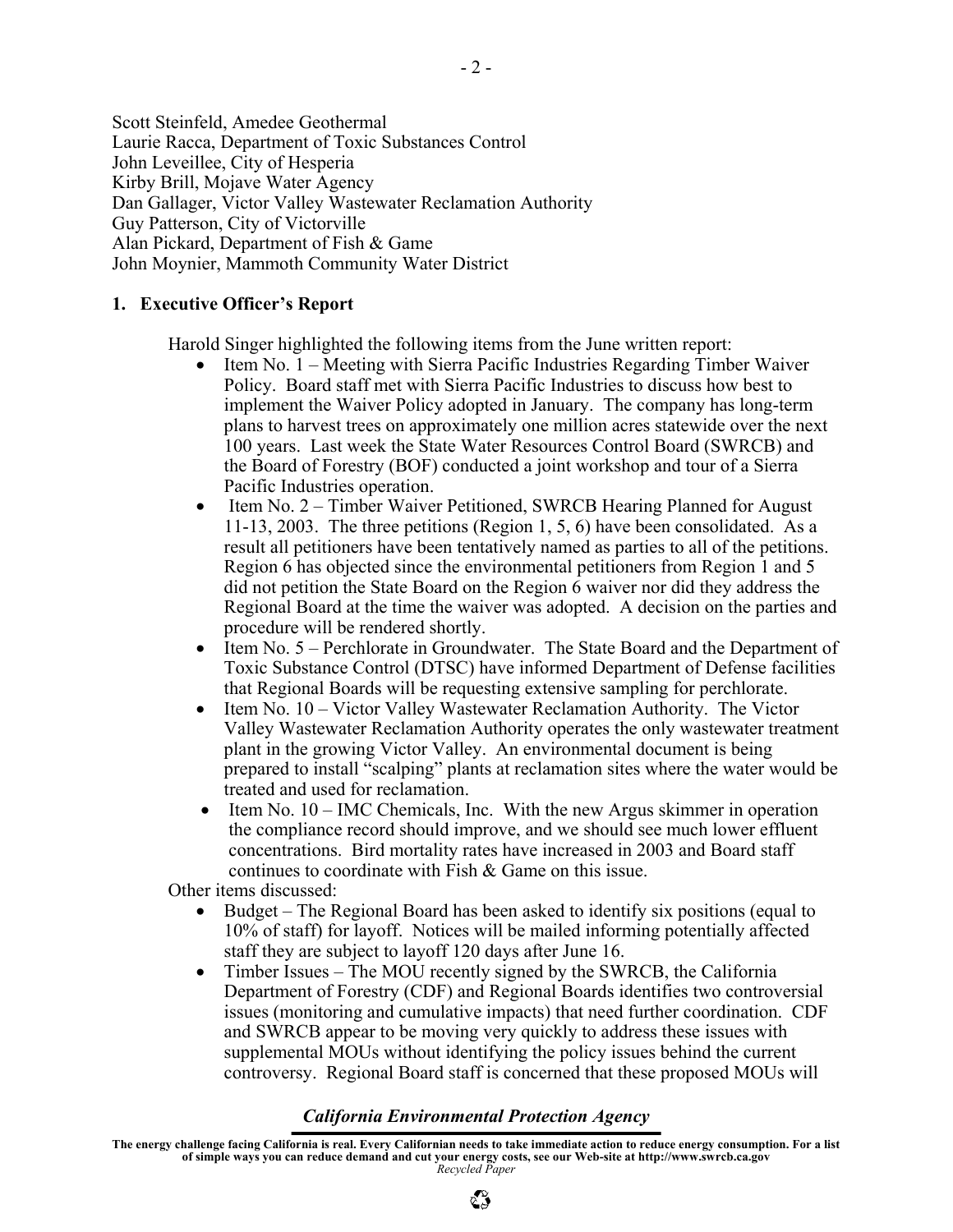Scott Steinfeld, Amedee Geothermal
Laurie Racca, Department of Toxic Substances Control
John Leveillee, City of Hesperia
Kirby Brill, Mojave Water Agency
Dan Gallager, Victor Valley Wastewater Reclamation Authority
Guy Patterson, City of Victorville
Alan Pickard, Department of Fish & Game
John Moynier, Mammoth Community Water District

**1. Executive Officer's Report**

Harold Singer highlighted the following items from the June written report:

- Item No. 1 – Meeting with Sierra Pacific Industries Regarding Timber Waiver Policy. Board staff met with Sierra Pacific Industries to discuss how best to implement the Waiver Policy adopted in January. The company has long-term plans to harvest trees on approximately one million acres statewide over the next 100 years. Last week the State Water Resources Control Board (SWRCB) and the Board of Forestry (BOF) conducted a joint workshop and tour of a Sierra Pacific Industries operation.
- Item No. 2 – Timber Waiver Petitioned, SWRCB Hearing Planned for August 11-13, 2003. The three petitions (Region 1, 5, 6) have been consolidated. As a result all petitioners have been tentatively named as parties to all of the petitions. Region 6 has objected since the environmental petitioners from Region 1 and 5 did not petition the State Board on the Region 6 waiver nor did they address the Regional Board at the time the waiver was adopted. A decision on the parties and procedure will be rendered shortly.
- Item No. 5 – Perchlorate in Groundwater. The State Board and the Department of Toxic Substance Control (DTSC) have informed Department of Defense facilities that Regional Boards will be requesting extensive sampling for perchlorate.
- Item No. 10 – Victor Valley Wastewater Reclamation Authority. The Victor Valley Wastewater Reclamation Authority operates the only wastewater treatment plant in the growing Victor Valley. An environmental document is being prepared to install "scalping" plants at reclamation sites where the water would be treated and used for reclamation.
- Item No. 10 – IMC Chemicals, Inc. With the new Argus skimmer in operation the compliance record should improve, and we should see much lower effluent concentrations. Bird mortality rates have increased in 2003 and Board staff continues to coordinate with Fish & Game on this issue.

Other items discussed:

- Budget – The Regional Board has been asked to identify six positions (equal to 10% of staff) for layoff. Notices will be mailed informing potentially affected staff they are subject to layoff 120 days after June 16.
- Timber Issues – The MOU recently signed by the SWRCB, the California Department of Forestry (CDF) and Regional Boards identifies two controversial issues (monitoring and cumulative impacts) that need further coordination. CDF and SWRCB appear to be moving very quickly to address these issues with supplemental MOUs without identifying the policy issues behind the current controversy. Regional Board staff is concerned that these proposed MOUs will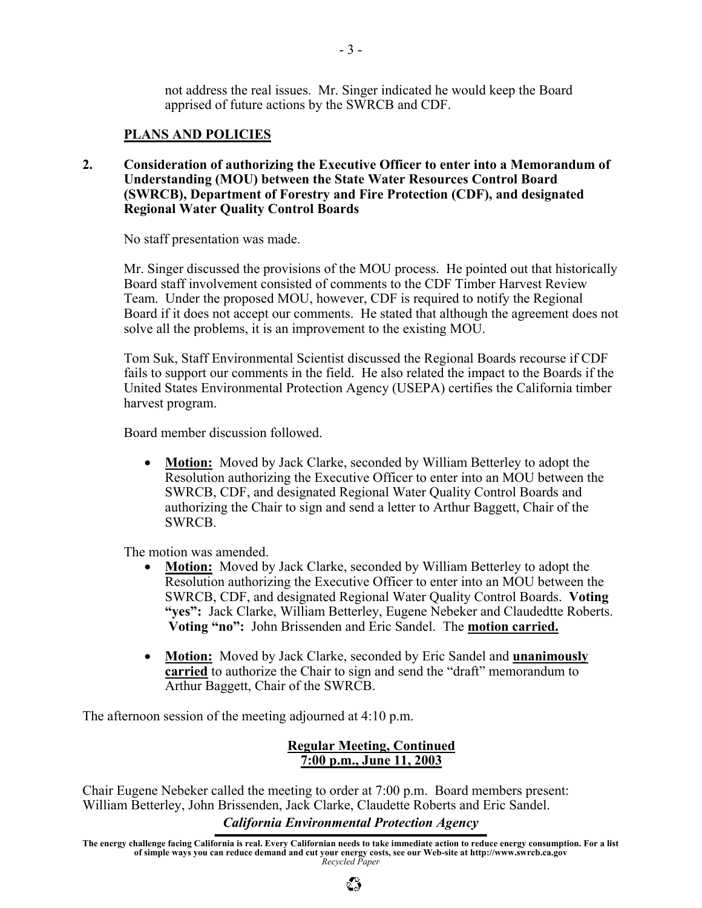not address the real issues. Mr. Singer indicated he would keep the Board apprised of future actions by the SWRCB and CDF.

**PLANS AND POLICIES**

**2. Consideration of authorizing the Executive Officer to enter into a Memorandum of Understanding (MOU) between the State Water Resources Control Board (SWRCB), Department of Forestry and Fire Protection (CDF), and designated Regional Water Quality Control Boards**

No staff presentation was made.

Mr. Singer discussed the provisions of the MOU process. He pointed out that historically Board staff involvement consisted of comments to the CDF Timber Harvest Review Team. Under the proposed MOU, however, CDF is required to notify the Regional Board if it does not accept our comments. He stated that although the agreement does not solve all the problems, it is an improvement to the existing MOU.

Tom Suk, Staff Environmental Scientist discussed the Regional Boards recourse if CDF fails to support our comments in the field. He also related the impact to the Boards if the United States Environmental Protection Agency (USEPA) certifies the California timber harvest program.

Board member discussion followed.

- **Motion:** Moved by Jack Clarke, seconded by William Betterley to adopt the Resolution authorizing the Executive Officer to enter into an MOU between the SWRCB, CDF, and designated Regional Water Quality Control Boards and authorizing the Chair to sign and send a letter to Arthur Baggett, Chair of the SWRCB.

The motion was amended.

- **Motion:** Moved by Jack Clarke, seconded by William Betterley to adopt the Resolution authorizing the Executive Officer to enter into an MOU between the SWRCB, CDF, and designated Regional Water Quality Control Boards. **Voting "yes":** Jack Clarke, William Betterley, Eugene Nebeker and Claudedtte Roberts. **Voting "no":** John Brissenden and Eric Sandel. The **motion carried.**

- **Motion:** Moved by Jack Clarke, seconded by Eric Sandel and **unanimously carried** to authorize the Chair to sign and send the "draft" memorandum to Arthur Baggett, Chair of the SWRCB.

The afternoon session of the meeting adjourned at 4:10 p.m.

**Regular Meeting, Continued**
**7:00 p.m., June 11, 2003**

Chair Eugene Nebeker called the meeting to order at 7:00 p.m. Board members present: William Betterley, John Brissenden, Jack Clarke, Claudette Roberts and Eric Sandel.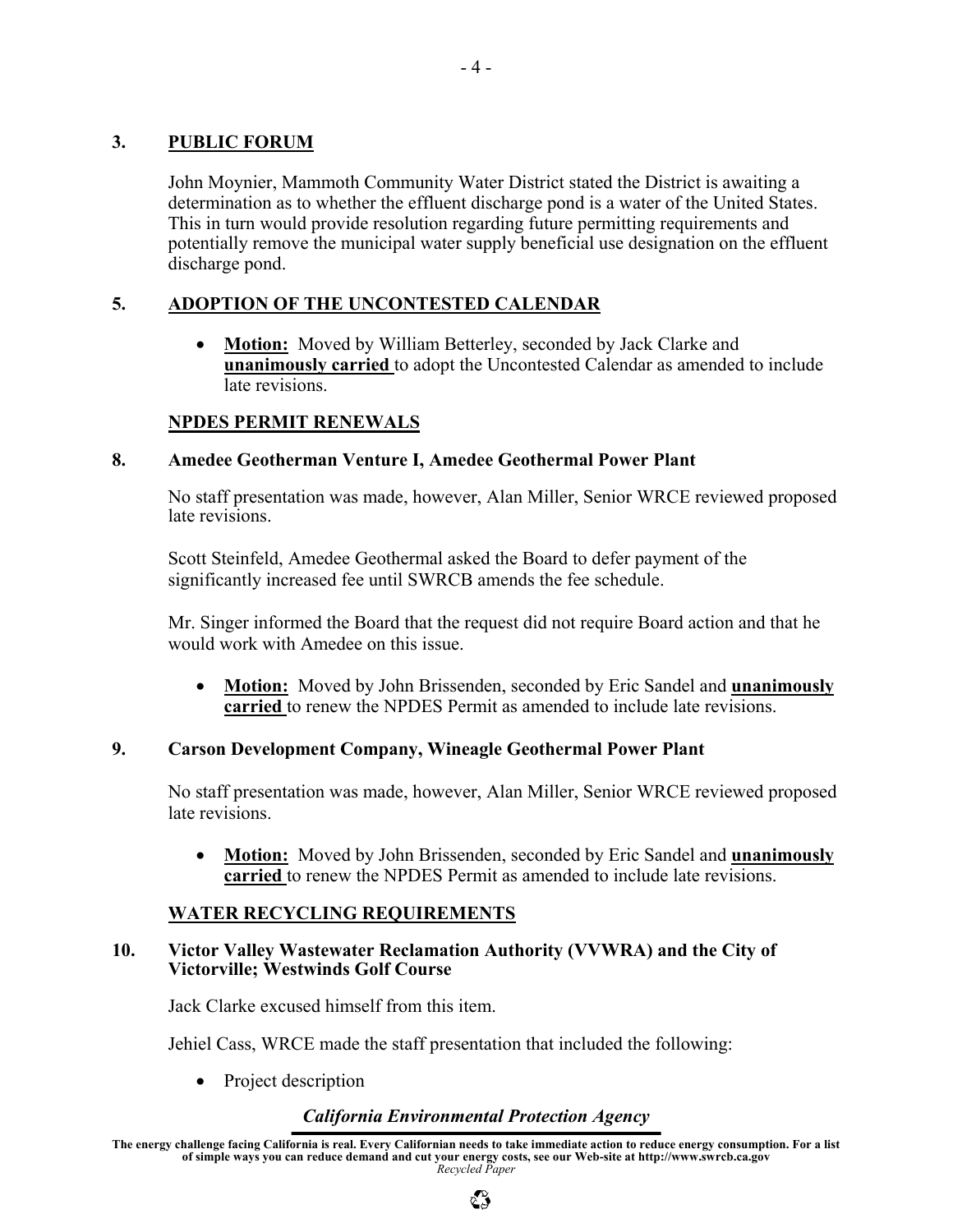## 3. PUBLIC FORUM

John Moynier, Mammoth Community Water District stated the District is awaiting a determination as to whether the effluent discharge pond is a water of the United States. This in turn would provide resolution regarding future permitting requirements and potentially remove the municipal water supply beneficial use designation on the effluent discharge pond.

## 5. ADOPTION OF THE UNCONTESTED CALENDAR

- **Motion:** Moved by William Betterley, seconded by Jack Clarke and **unanimously carried** to adopt the Uncontested Calendar as amended to include late revisions.

### NPDES PERMIT RENEWALS

### 8. Amedee Geotherman Venture I, Amedee Geothermal Power Plant

No staff presentation was made, however, Alan Miller, Senior WRCE reviewed proposed late revisions.

Scott Steinfeld, Amedee Geothermal asked the Board to defer payment of the significantly increased fee until SWRCB amends the fee schedule.

Mr. Singer informed the Board that the request did not require Board action and that he would work with Amedee on this issue.

- **Motion:** Moved by John Brissenden, seconded by Eric Sandel and **unanimously carried** to renew the NPDES Permit as amended to include late revisions.

### 9. Carson Development Company, Wineagle Geothermal Power Plant

No staff presentation was made, however, Alan Miller, Senior WRCE reviewed proposed late revisions.

- **Motion:** Moved by John Brissenden, seconded by Eric Sandel and **unanimously carried** to renew the NPDES Permit as amended to include late revisions.

### WATER RECYCLING REQUIREMENTS

### 10. Victor Valley Wastewater Reclamation Authority (VVWRA) and the City of Victorville; Westwinds Golf Course

Jack Clarke excused himself from this item.

Jehiel Cass, WRCE made the staff presentation that included the following:

- Project description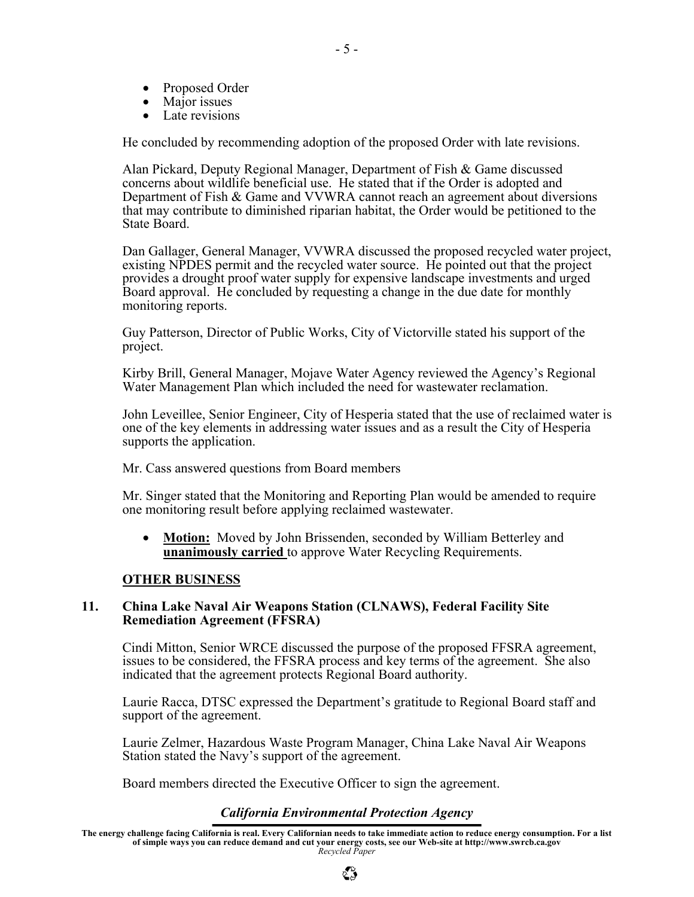- Proposed Order
- Major issues
- Late revisions

He concluded by recommending adoption of the proposed Order with late revisions.

Alan Pickard, Deputy Regional Manager, Department of Fish & Game discussed concerns about wildlife beneficial use. He stated that if the Order is adopted and Department of Fish & Game and VVWRA cannot reach an agreement about diversions that may contribute to diminished riparian habitat, the Order would be petitioned to the State Board.

Dan Gallager, General Manager, VVWRA discussed the proposed recycled water project, existing NPDES permit and the recycled water source. He pointed out that the project provides a drought proof water supply for expensive landscape investments and urged Board approval. He concluded by requesting a change in the due date for monthly monitoring reports.

Guy Patterson, Director of Public Works, City of Victorville stated his support of the project.

Kirby Brill, General Manager, Mojave Water Agency reviewed the Agency's Regional Water Management Plan which included the need for wastewater reclamation.

John Leveillee, Senior Engineer, City of Hesperia stated that the use of reclaimed water is one of the key elements in addressing water issues and as a result the City of Hesperia supports the application.

Mr. Cass answered questions from Board members

Mr. Singer stated that the Monitoring and Reporting Plan would be amended to require one monitoring result before applying reclaimed wastewater.

- **Motion:** Moved by John Brissenden, seconded by William Betterley and **unanimously carried** to approve Water Recycling Requirements.

## OTHER BUSINESS

### 11. China Lake Naval Air Weapons Station (CLNAWS), Federal Facility Site Remediation Agreement (FFSRA)

Cindi Mitton, Senior WRCE discussed the purpose of the proposed FFSRA agreement, issues to be considered, the FFSRA process and key terms of the agreement. She also indicated that the agreement protects Regional Board authority.

Laurie Racca, DTSC expressed the Department's gratitude to Regional Board staff and support of the agreement.

Laurie Zelmer, Hazardous Waste Program Manager, China Lake Naval Air Weapons Station stated the Navy's support of the agreement.

Board members directed the Executive Officer to sign the agreement.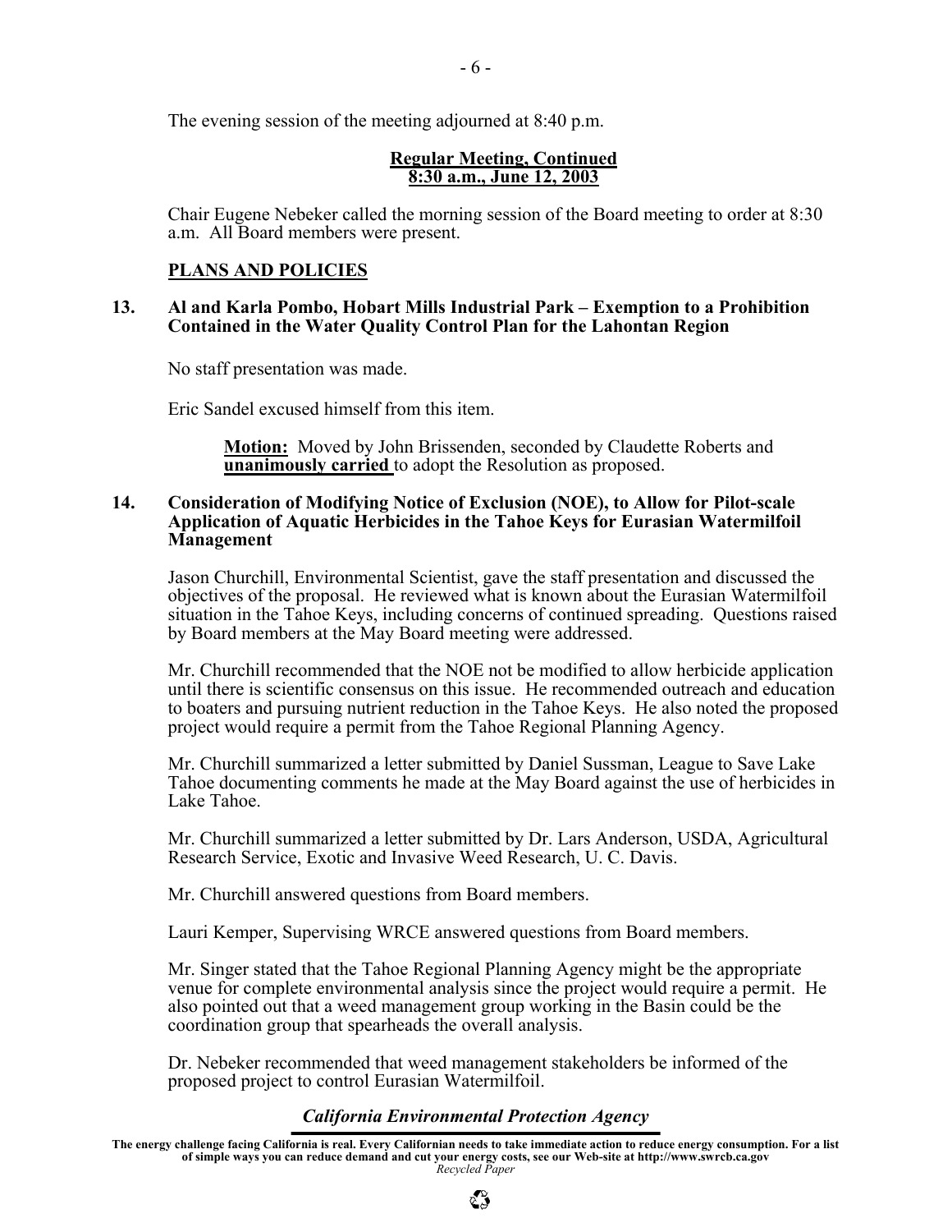The evening session of the meeting adjourned at 8:40 p.m.

**Regular Meeting, Continued**
**8:30 a.m., June 12, 2003**

Chair Eugene Nebeker called the morning session of the Board meeting to order at 8:30 a.m. All Board members were present.

## PLANS AND POLICIES

### 13. Al and Karla Pombo, Hobart Mills Industrial Park – Exemption to a Prohibition Contained in the Water Quality Control Plan for the Lahontan Region

No staff presentation was made.

Eric Sandel excused himself from this item.

> **Motion:** Moved by John Brissenden, seconded by Claudette Roberts and **unanimously carried** to adopt the Resolution as proposed.

### 14. Consideration of Modifying Notice of Exclusion (NOE), to Allow for Pilot-scale Application of Aquatic Herbicides in the Tahoe Keys for Eurasian Watermilfoil Management

Jason Churchill, Environmental Scientist, gave the staff presentation and discussed the objectives of the proposal. He reviewed what is known about the Eurasian Watermilfoil situation in the Tahoe Keys, including concerns of continued spreading. Questions raised by Board members at the May Board meeting were addressed.

Mr. Churchill recommended that the NOE not be modified to allow herbicide application until there is scientific consensus on this issue. He recommended outreach and education to boaters and pursuing nutrient reduction in the Tahoe Keys. He also noted the proposed project would require a permit from the Tahoe Regional Planning Agency.

Mr. Churchill summarized a letter submitted by Daniel Sussman, League to Save Lake Tahoe documenting comments he made at the May Board against the use of herbicides in Lake Tahoe.

Mr. Churchill summarized a letter submitted by Dr. Lars Anderson, USDA, Agricultural Research Service, Exotic and Invasive Weed Research, U. C. Davis.

Mr. Churchill answered questions from Board members.

Lauri Kemper, Supervising WRCE answered questions from Board members.

Mr. Singer stated that the Tahoe Regional Planning Agency might be the appropriate venue for complete environmental analysis since the project would require a permit. He also pointed out that a weed management group working in the Basin could be the coordination group that spearheads the overall analysis.

Dr. Nebeker recommended that weed management stakeholders be informed of the proposed project to control Eurasian Watermilfoil.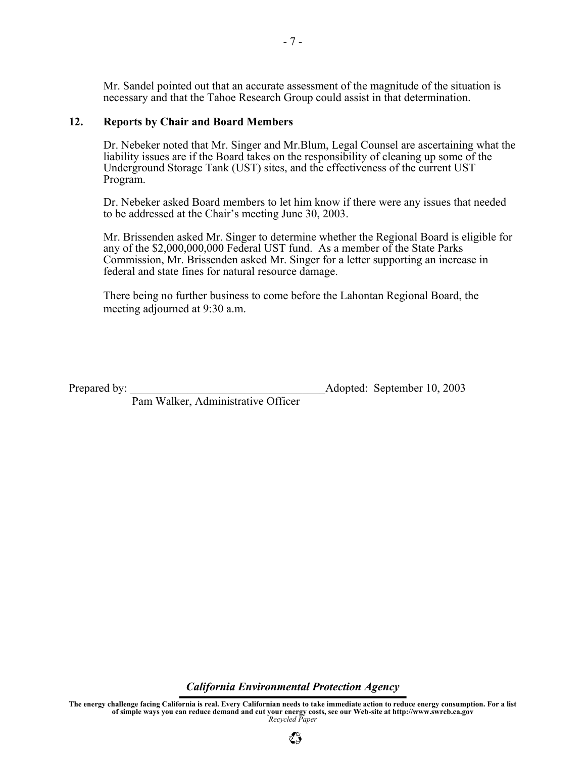Mr. Sandel pointed out that an accurate assessment of the magnitude of the situation is necessary and that the Tahoe Research Group could assist in that determination.

## 12. Reports by Chair and Board Members

Dr. Nebeker noted that Mr. Singer and Mr.Blum, Legal Counsel are ascertaining what the liability issues are if the Board takes on the responsibility of cleaning up some of the Underground Storage Tank (UST) sites, and the effectiveness of the current UST Program.

Dr. Nebeker asked Board members to let him know if there were any issues that needed to be addressed at the Chair's meeting June 30, 2003.

Mr. Brissenden asked Mr. Singer to determine whether the Regional Board is eligible for any of the $2,000,000,000 Federal UST fund. As a member of the State Parks Commission, Mr. Brissenden asked Mr. Singer for a letter supporting an increase in federal and state fines for natural resource damage.

There being no further business to come before the Lahontan Regional Board, the meeting adjourned at 9:30 a.m.

Prepared by: ________________________________ Adopted: September 10, 2003

Pam Walker, Administrative Officer